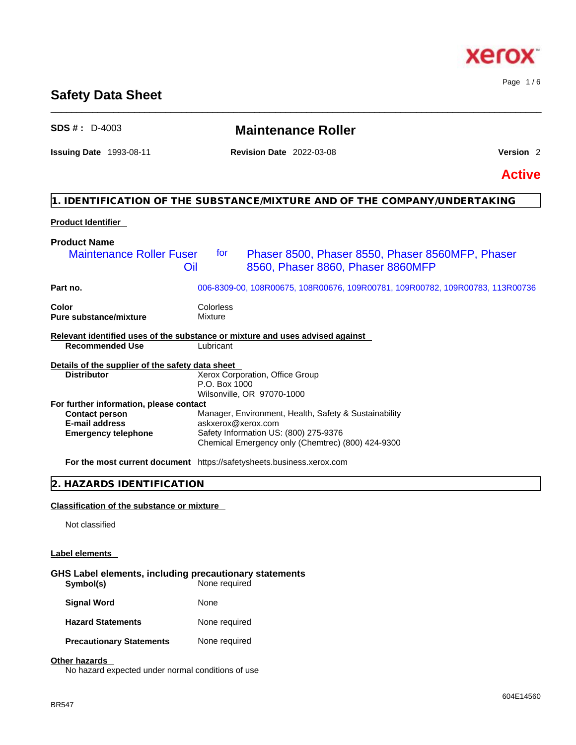# Safety Data Sheet

**SDS # :** D-4003

## Maintenance Roller

**Issuing Date** 1993-08-11 **Revision Date** 2022-03-08 **Version** 2

**Active**

## 1. IDENTIFICATION OF THE SUBSTANCE/MIXTURE AND OF THE COMPANY/UNDERTAKING

**Product Identifier**

**Product Name**

Maintenance Roller Fuser Oil for Phaser 8500, Phaser 8550, Phaser 8560MFP, Phaser 8560, Phaser 8860, Phaser 8860MFP

| | |
|---|---|
| **Part no.** | 006-8309-00, 108R00675, 108R00676, 109R00781, 109R00782, 109R00783, 113R00736 |
| **Color** | Colorless |
| **Pure substance/mixture** | Mixture |

**Relevant identified uses of the substance or mixture and uses advised against**

| | |
|---|---|
| **Recommended Use** | Lubricant |

**Details of the supplier of the safety data sheet**

| | |
|---|---|
| **Distributor** | Xerox Corporation, Office Group<br>P.O. Box 1000<br>Wilsonville, OR 97070-1000 |

**For further information, please contact**

| | |
|---|---|
| **Contact person** | Manager, Environment, Health, Safety & Sustainability |
| **E-mail address** | askxerox@xerox.com |
| **Emergency telephone** | Safety Information US: (800) 275-9376<br>Chemical Emergency only (Chemtrec) (800) 424-9300 |
| **For the most current document** | https://safetysheets.business.xerox.com |

## 2. HAZARDS IDENTIFICATION

**Classification of the substance or mixture**

Not classified

**Label elements**

**GHS Label elements, including precautionary statements**

| | |
|---|---|
| **Symbol(s)** | None required |
| **Signal Word** | None |
| **Hazard Statements** | None required |
| **Precautionary Statements** | None required |

**Other hazards**

No hazard expected under normal conditions of use

BR547

604E14560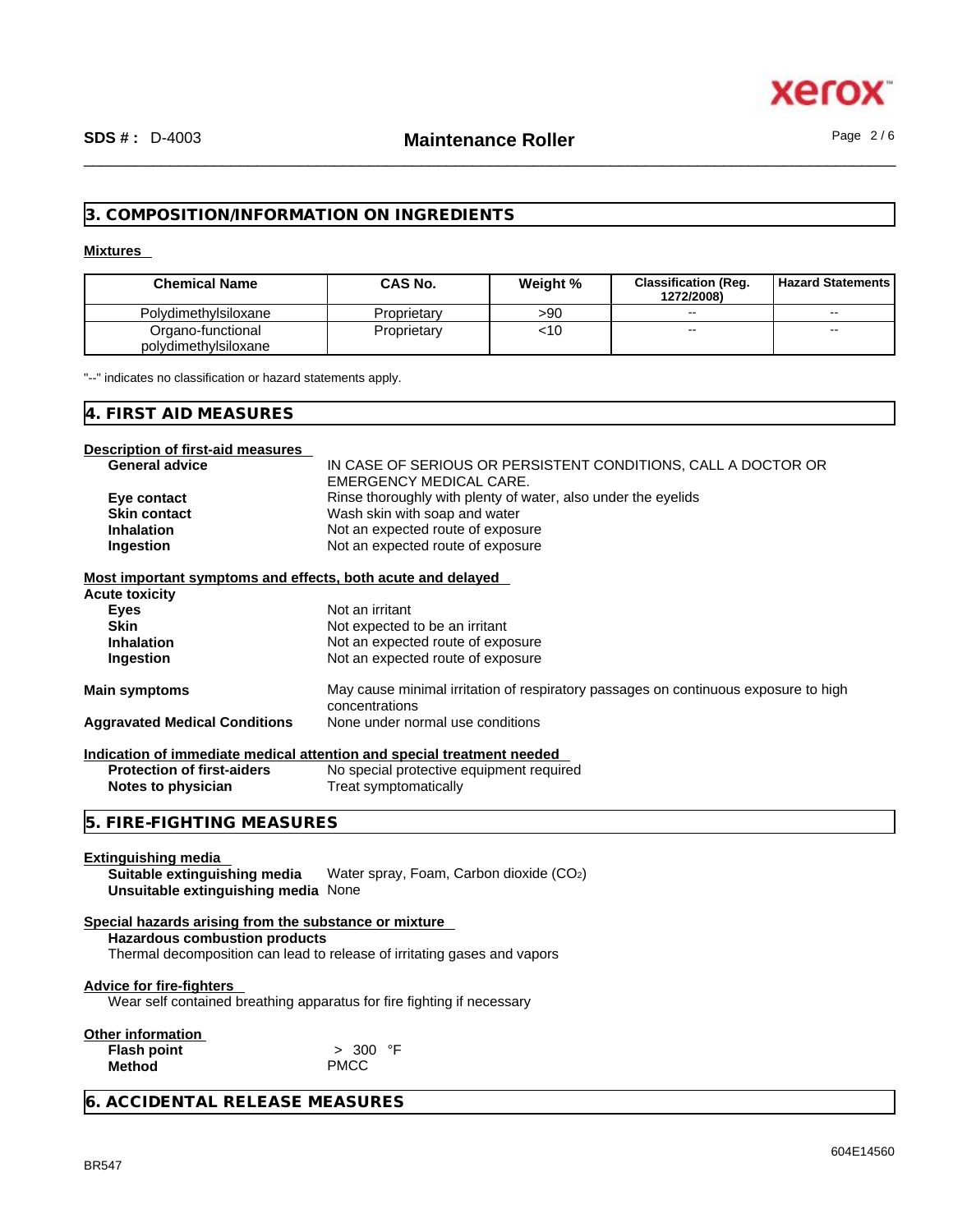## 3. COMPOSITION/INFORMATION ON INGREDIENTS

**Mixtures**

| Chemical Name | CAS No. | Weight % | Classification (Reg. 1272/2008) | Hazard Statements |
|---|---|---|---|---|
| Polydimethylsiloxane | Proprietary | >90 | -- | -- |
| Organo-functional polydimethylsiloxane | Proprietary | <10 | -- | -- |

"--" indicates no classification or hazard statements apply.

## 4. FIRST AID MEASURES

**Description of first-aid measures**

**General advice** IN CASE OF SERIOUS OR PERSISTENT CONDITIONS, CALL A DOCTOR OR EMERGENCY MEDICAL CARE.
**Eye contact** Rinse thoroughly with plenty of water, also under the eyelids
**Skin contact** Wash skin with soap and water
**Inhalation** Not an expected route of exposure
**Ingestion** Not an expected route of exposure

**Most important symptoms and effects, both acute and delayed**

**Acute toxicity**
**Eyes** Not an irritant
**Skin** Not expected to be an irritant
**Inhalation** Not an expected route of exposure
**Ingestion** Not an expected route of exposure

**Main symptoms** May cause minimal irritation of respiratory passages on continuous exposure to high concentrations
**Aggravated Medical Conditions** None under normal use conditions

**Indication of immediate medical attention and special treatment needed**
**Protection of first-aiders** No special protective equipment required
**Notes to physician** Treat symptomatically

## 5. FIRE-FIGHTING MEASURES

**Extinguishing media**
**Suitable extinguishing media** Water spray, Foam, Carbon dioxide ($CO_2$)
**Unsuitable extinguishing media** None

**Special hazards arising from the substance or mixture**
**Hazardous combustion products**
Thermal decomposition can lead to release of irritating gases and vapors

**Advice for fire-fighters**
Wear self contained breathing apparatus for fire fighting if necessary

**Other information**
**Flash point** > 300 °F
**Method** PMCC

## 6. ACCIDENTAL RELEASE MEASURES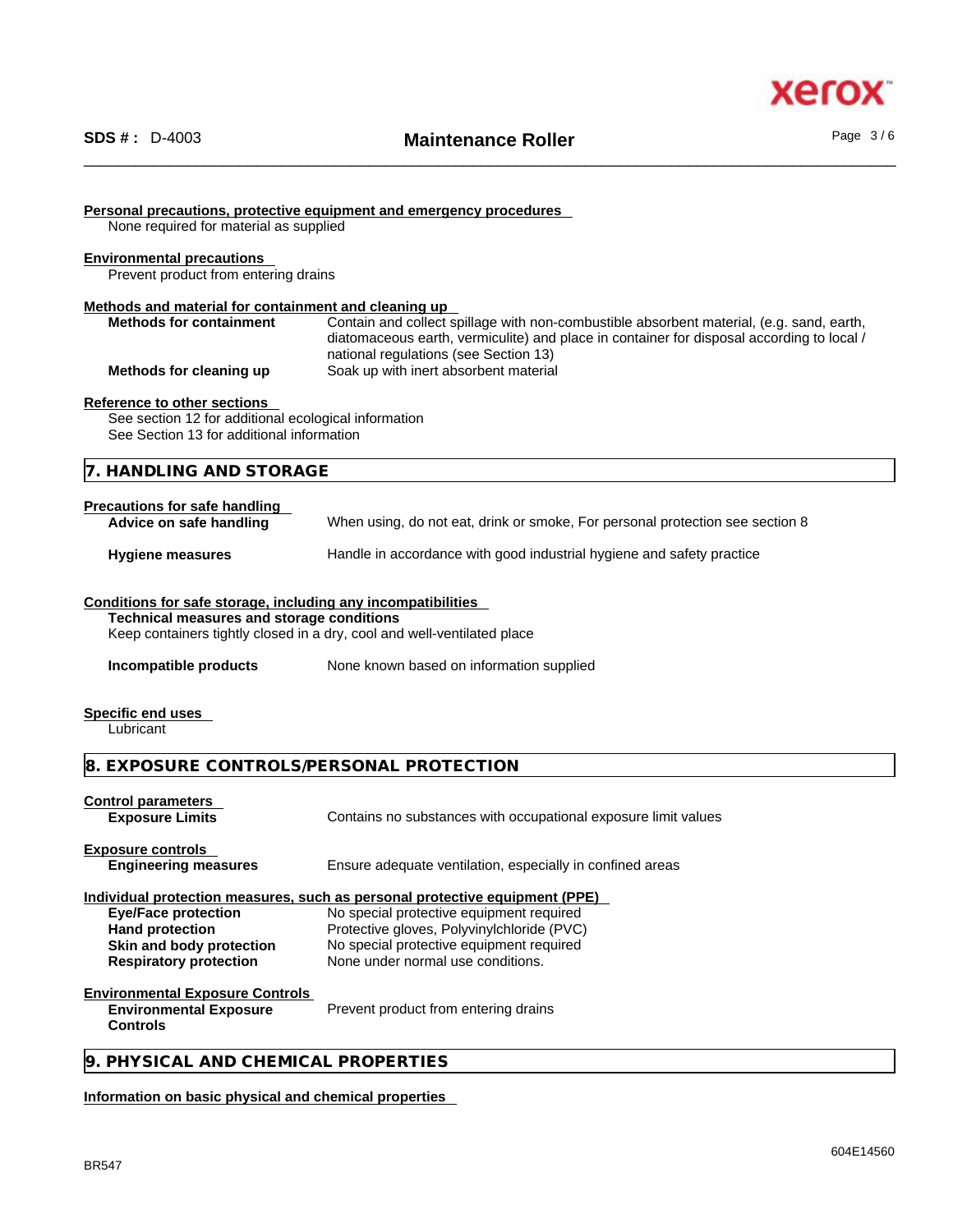**Personal precautions, protective equipment and emergency procedures**

None required for material as supplied

**Environmental precautions**

Prevent product from entering drains

**Methods and material for containment and cleaning up**

| | |
|---|---|
| **Methods for containment** | Contain and collect spillage with non-combustible absorbent material, (e.g. sand, earth, diatomaceous earth, vermiculite) and place in container for disposal according to local / national regulations (see Section 13) |
| **Methods for cleaning up** | Soak up with inert absorbent material |

**Reference to other sections**

See section 12 for additional ecological information
See Section 13 for additional information

## 7. HANDLING AND STORAGE

**Precautions for safe handling**

| | |
|---|---|
| **Advice on safe handling** | When using, do not eat, drink or smoke, For personal protection see section 8 |
| **Hygiene measures** | Handle in accordance with good industrial hygiene and safety practice |

**Conditions for safe storage, including any incompatibilities**

**Technical measures and storage conditions**
Keep containers tightly closed in a dry, cool and well-ventilated place

| | |
|---|---|
| **Incompatible products** | None known based on information supplied |

**Specific end uses**

Lubricant

## 8. EXPOSURE CONTROLS/PERSONAL PROTECTION

**Control parameters**

| | |
|---|---|
| **Exposure Limits** | Contains no substances with occupational exposure limit values |

**Exposure controls**

| | |
|---|---|
| **Engineering measures** | Ensure adequate ventilation, especially in confined areas |

**Individual protection measures, such as personal protective equipment (PPE)**

| | |
|---|---|
| **Eye/Face protection** | No special protective equipment required |
| **Hand protection** | Protective gloves, Polyvinylchloride (PVC) |
| **Skin and body protection** | No special protective equipment required |
| **Respiratory protection** | None under normal use conditions. |

**Environmental Exposure Controls**

| | |
|---|---|
| **Environmental Exposure Controls** | Prevent product from entering drains |

## 9. PHYSICAL AND CHEMICAL PROPERTIES

**Information on basic physical and chemical properties**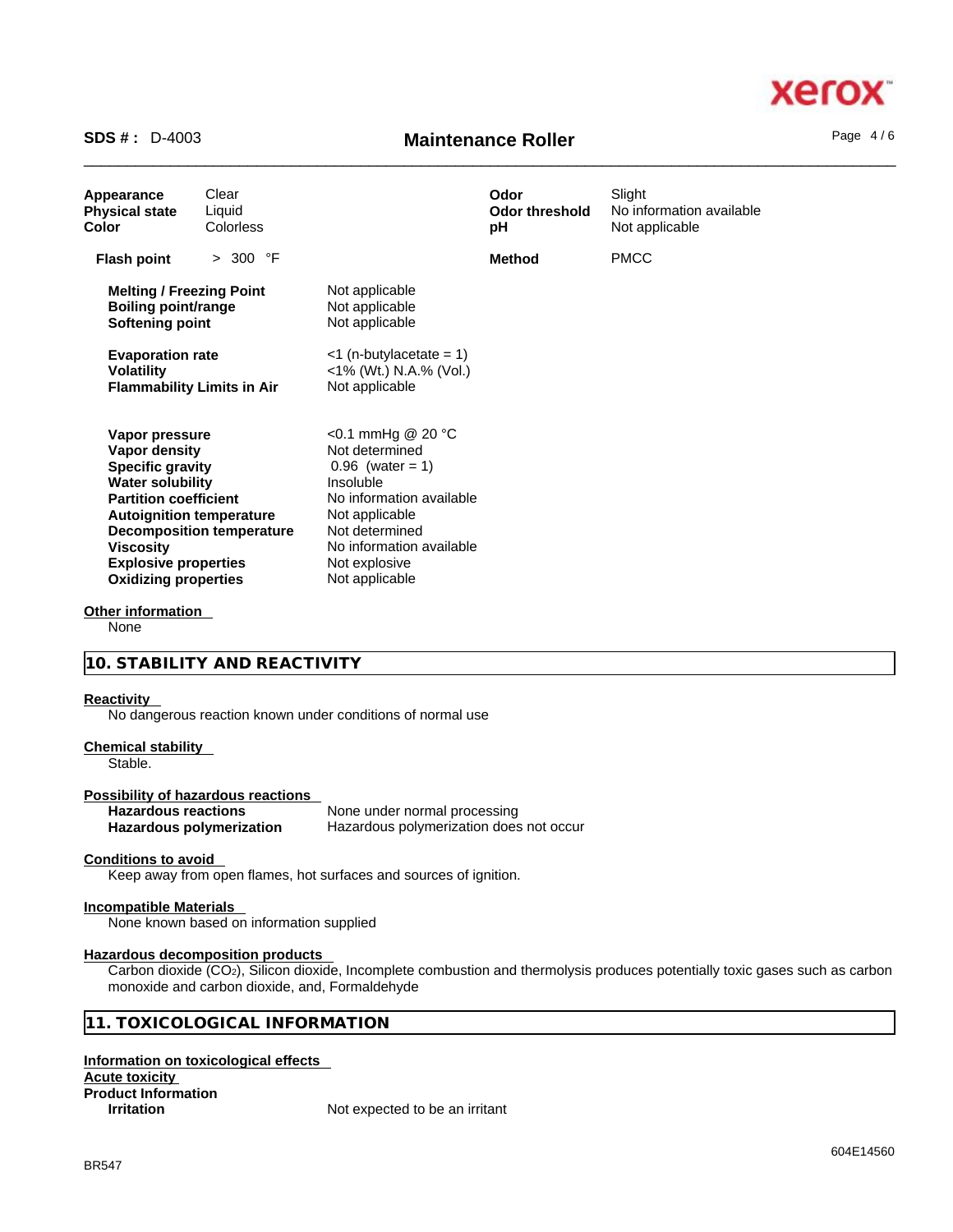| | | | |
|---|---|---|---|
| **Appearance** | Clear | **Odor** | Slight |
| **Physical state** | Liquid | **Odor threshold** | No information available |
| **Color** | Colorless | **pH** | Not applicable |
| **Flash point** | > 300 °F | **Method** | PMCC |

| | |
|---|---|
| **Melting / Freezing Point** | Not applicable |
| **Boiling point/range** | Not applicable |
| **Softening point** | Not applicable |
| **Evaporation rate** | <1 (n-butylacetate = 1) |
| **Volatility** | <1% (Wt.) N.A.% (Vol.) |
| **Flammability Limits in Air** | Not applicable |
| **Vapor pressure** | <0.1 mmHg @ 20 °C |
| **Vapor density** | Not determined |
| **Specific gravity** | 0.96 (water = 1) |
| **Water solubility** | Insoluble |
| **Partition coefficient** | No information available |
| **Autoignition temperature** | Not applicable |
| **Decomposition temperature** | Not determined |
| **Viscosity** | No information available |
| **Explosive properties** | Not explosive |
| **Oxidizing properties** | Not applicable |

**Other information**

None

## 10. STABILITY AND REACTIVITY

**Reactivity**

No dangerous reaction known under conditions of normal use

**Chemical stability**

Stable.

**Possibility of hazardous reactions**

| | |
|---|---|
| **Hazardous reactions** | None under normal processing |
| **Hazardous polymerization** | Hazardous polymerization does not occur |

**Conditions to avoid**

Keep away from open flames, hot surfaces and sources of ignition.

**Incompatible Materials**

None known based on information supplied

**Hazardous decomposition products**

Carbon dioxide ($CO_2$), Silicon dioxide, Incomplete combustion and thermolysis produces potentially toxic gases such as carbon monoxide and carbon dioxide, and, Formaldehyde

## 11. TOXICOLOGICAL INFORMATION

**Information on toxicological effects**

**Acute toxicity**

**Product Information**

**Irritation** Not expected to be an irritant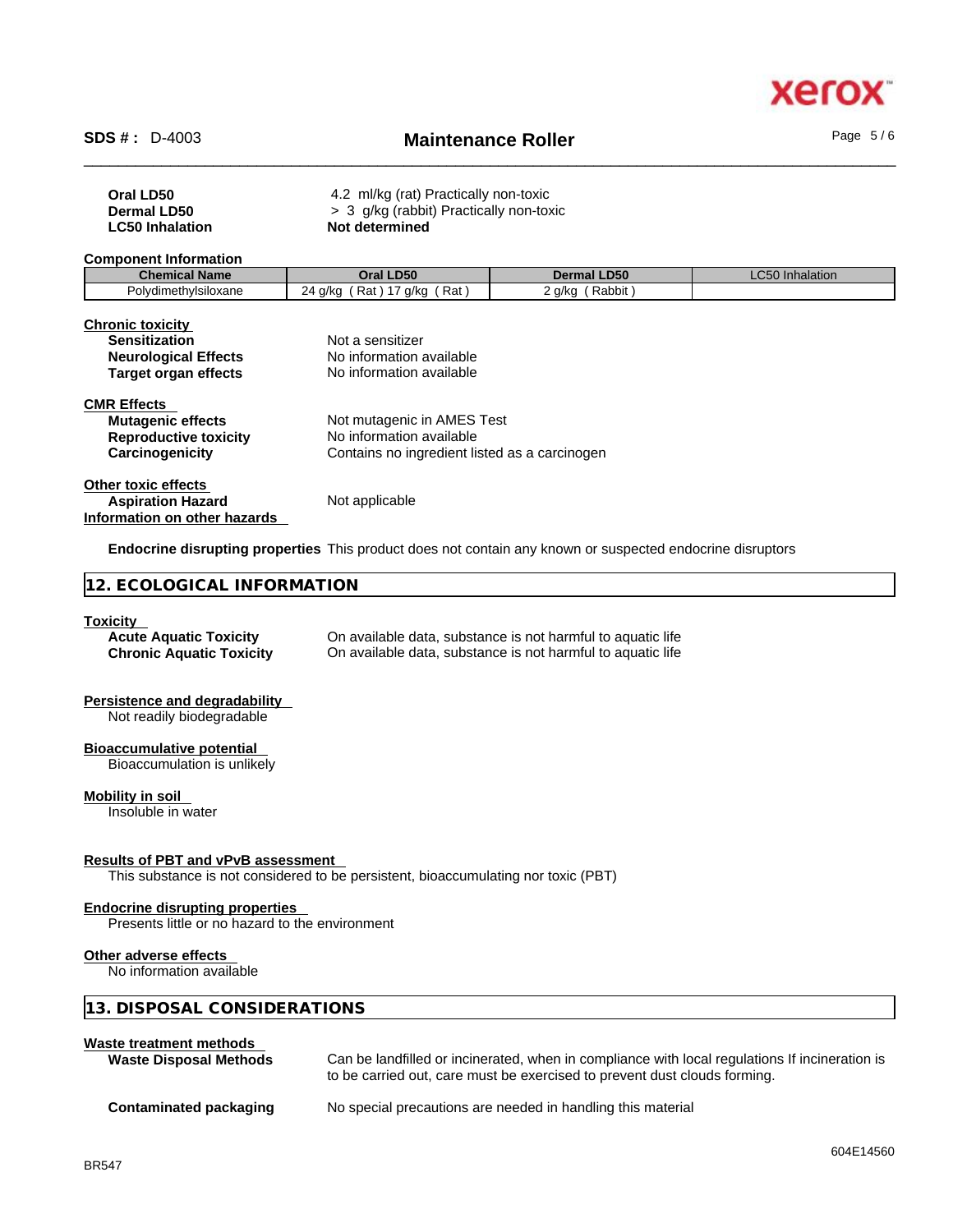**Oral LD50** 4.2 ml/kg (rat) Practically non-toxic
**Dermal LD50** > 3 g/kg (rabbit) Practically non-toxic
**LC50 Inhalation** **Not determined**

**Component Information**

| Chemical Name | Oral LD50 | Dermal LD50 | LC50 Inhalation |
|---|---|---|---|
| Polydimethylsiloxane | 24 g/kg ( Rat ) 17 g/kg ( Rat ) | 2 g/kg ( Rabbit ) | |

**Chronic toxicity**

**Sensitization** Not a sensitizer
**Neurological Effects** No information available
**Target organ effects** No information available

**CMR Effects**

**Mutagenic effects** Not mutagenic in AMES Test
**Reproductive toxicity** No information available
**Carcinogenicity** Contains no ingredient listed as a carcinogen

**Other toxic effects**

**Aspiration Hazard** Not applicable

**Information on other hazards**

**Endocrine disrupting properties** This product does not contain any known or suspected endocrine disruptors

## 12. ECOLOGICAL INFORMATION

**Toxicity**

**Acute Aquatic Toxicity** On available data, substance is not harmful to aquatic life
**Chronic Aquatic Toxicity** On available data, substance is not harmful to aquatic life

**Persistence and degradability**

Not readily biodegradable

**Bioaccumulative potential**

Bioaccumulation is unlikely

**Mobility in soil**

Insoluble in water

**Results of PBT and vPvB assessment**

This substance is not considered to be persistent, bioaccumulating nor toxic (PBT)

**Endocrine disrupting properties**

Presents little or no hazard to the environment

**Other adverse effects**

No information available

## 13. DISPOSAL CONSIDERATIONS

**Waste treatment methods**

**Waste Disposal Methods** Can be landfilled or incinerated, when in compliance with local regulations If incineration is to be carried out, care must be exercised to prevent dust clouds forming.

**Contaminated packaging** No special precautions are needed in handling this material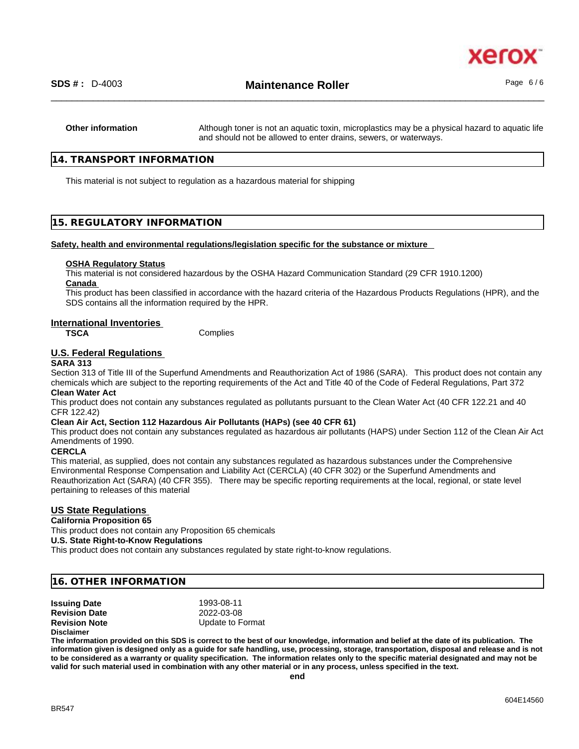**Other information** Although toner is not an aquatic toxin, microplastics may be a physical hazard to aquatic life and should not be allowed to enter drains, sewers, or waterways.

## 14. TRANSPORT INFORMATION

This material is not subject to regulation as a hazardous material for shipping

## 15. REGULATORY INFORMATION

**Safety, health and environmental regulations/legislation specific for the substance or mixture**

**OSHA Regulatory Status**

This material is not considered hazardous by the OSHA Hazard Communication Standard (29 CFR 1910.1200)

**Canada**

This product has been classified in accordance with the hazard criteria of the Hazardous Products Regulations (HPR), and the SDS contains all the information required by the HPR.

**International Inventories**

**TSCA** Complies

**U.S. Federal Regulations**

**SARA 313**

Section 313 of Title III of the Superfund Amendments and Reauthorization Act of 1986 (SARA). This product does not contain any chemicals which are subject to the reporting requirements of the Act and Title 40 of the Code of Federal Regulations, Part 372

**Clean Water Act**

This product does not contain any substances regulated as pollutants pursuant to the Clean Water Act (40 CFR 122.21 and 40 CFR 122.42)

**Clean Air Act, Section 112 Hazardous Air Pollutants (HAPs) (see 40 CFR 61)**

This product does not contain any substances regulated as hazardous air pollutants (HAPS) under Section 112 of the Clean Air Act Amendments of 1990.

**CERCLA**

This material, as supplied, does not contain any substances regulated as hazardous substances under the Comprehensive Environmental Response Compensation and Liability Act (CERCLA) (40 CFR 302) or the Superfund Amendments and Reauthorization Act (SARA) (40 CFR 355). There may be specific reporting requirements at the local, regional, or state level pertaining to releases of this material

**US State Regulations**

**California Proposition 65**

This product does not contain any Proposition 65 chemicals

**U.S. State Right-to-Know Regulations**

This product does not contain any substances regulated by state right-to-know regulations.

## 16. OTHER INFORMATION

**Issuing Date** 1993-08-11
**Revision Date** 2022-03-08
**Revision Note** Update to Format

**Disclaimer**

**The information provided on this SDS is correct to the best of our knowledge, information and belief at the date of its publication. The information given is designed only as a guide for safe handling, use, processing, storage, transportation, disposal and release and is not to be considered as a warranty or quality specification. The information relates only to the specific material designated and may not be valid for such material used in combination with any other material or in any process, unless specified in the text.**

**end**

BR547

604E14560